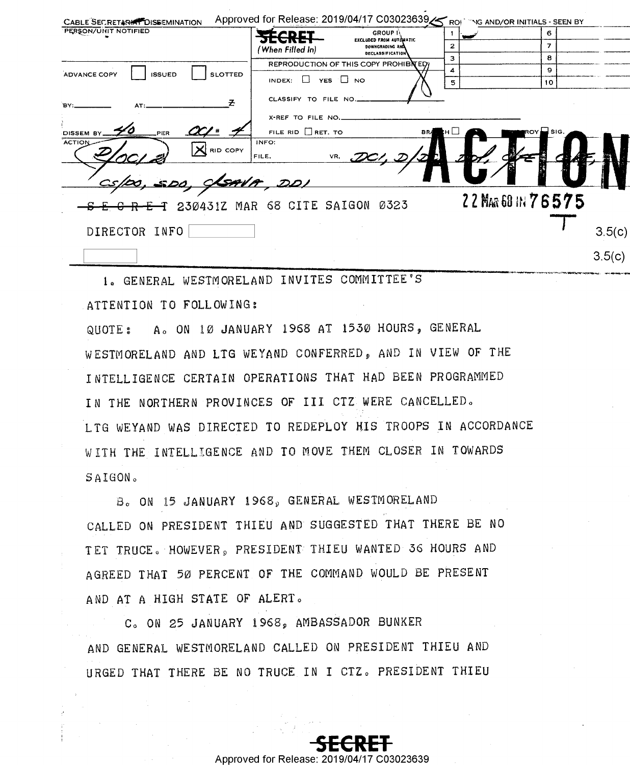CABLE SECRETARIAT DISSEMINATION

PERSON/UNIT NOTIFIED

SECRET (When Filled In)

GROUP 1 EXCLUDED FROM AUTOMATIC DOWNGRADING AND DECLASSIFICATION

REPRODUCTION OF THIS COPY PROHIBITED

ADVANCE COPY ☐ ISSUED ☐ SLOTTED

INDEX: ☐ YES ☐ NO

CLASSIFY TO FILE NO.

BY: AT: Z

X-REF TO FILE NO.

DISSEM BY 40 PER OCI # 4

FILE RID ☐ RET. TO BRANCH ☐ DESTROY ☐ SIG.

ACTION D/OCI 2

☒ RID COPY

INFO: FILE, VR, DCI, D/DCI, DDI, C/FE, C/FE

CS/DO, SDO, C/SAVA, DDI

**ACTION**

~~SECRET~~ 230431Z MAR 68 CITE SAIGON 0323 22 MAR 68 IN 76575

DIRECTOR INFO [redacted] 3.5(c)

[redacted] 3.5(c)

1. GENERAL WESTMORELAND INVITES COMMITTEE'S ATTENTION TO FOLLOWING:

QUOTE: A. ON 10 JANUARY 1968 AT 1530 HOURS, GENERAL WESTMORELAND AND LTG WEYAND CONFERRED, AND IN VIEW OF THE INTELLIGENCE CERTAIN OPERATIONS THAT HAD BEEN PROGRAMMED IN THE NORTHERN PROVINCES OF III CTZ WERE CANCELLED. LTG WEYAND WAS DIRECTED TO REDEPLOY HIS TROOPS IN ACCORDANCE WITH THE INTELLIGENCE AND TO MOVE THEM CLOSER IN TOWARDS SAIGON.

B. ON 15 JANUARY 1968, GENERAL WESTMORELAND CALLED ON PRESIDENT THIEU AND SUGGESTED THAT THERE BE NO TET TRUCE. HOWEVER, PRESIDENT THIEU WANTED 36 HOURS AND AGREED THAT 50 PERCENT OF THE COMMAND WOULD BE PRESENT AND AT A HIGH STATE OF ALERT.

C. ON 25 JANUARY 1968, AMBASSADOR BUNKER AND GENERAL WESTMORELAND CALLED ON PRESIDENT THIEU AND URGED THAT THERE BE NO TRUCE IN I CTZ. PRESIDENT THIEU

SECRET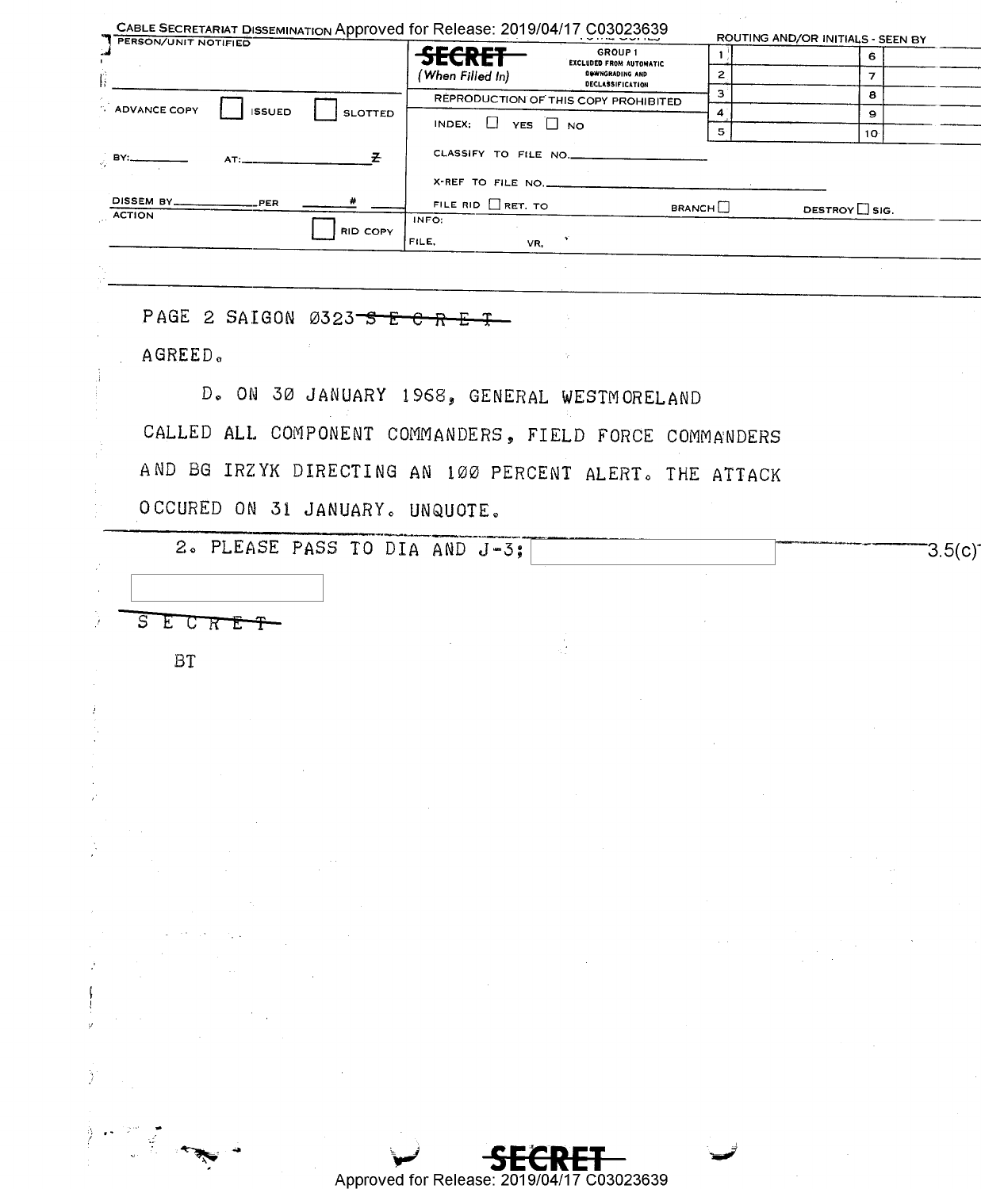CABLE SECRETARIAT DISSEMINATION

PERSON/UNIT NOTIFIED

SECRET (When Filled In)

GROUP 1
EXCLUDED FROM AUTOMATIC DOWNGRADING AND DECLASSIFICATION

REPRODUCTION OF THIS COPY PROHIBITED

ROUTING AND/OR INITIALS - SEEN BY

| 1 | | 6 | |
|---|---|---|---|
| 2 | | 7 | |
| 3 | | 8 | |
| 4 | | 9 | |
| 5 | | 10 | |

ADVANCE COPY ☐ ISSUED ☐ SLOTTED

INDEX: ☐ YES ☐ NO

BY:\_\_\_\_\_\_ AT:\_\_\_\_\_\_ Z

CLASSIFY TO FILE NO.\_\_\_\_\_\_

X-REF TO FILE NO.\_\_\_\_\_\_

DISSEM BY\_\_\_\_\_\_ PER \_\_\_\_\_\_ #

FILE RID ☐ RET. TO BRANCH ☐ DESTROY ☐ SIG.

ACTION ☐ RID COPY

INFO:

FILE, VR,

PAGE 2 SAIGON 0323 ~~S E C R E T~~

AGREED.

D. ON 30 JANUARY 1968, GENERAL WESTMORELAND CALLED ALL COMPONENT COMMANDERS, FIELD FORCE COMMANDERS AND BG IRZYK DIRECTING AN 100 PERCENT ALERT. THE ATTACK OCCURED ON 31 JANUARY. UNQUOTE.

2. PLEASE PASS TO DIA AND J-3; [redacted] 3.5(c)

[redacted]

~~S E C R E T~~

BT

SECRET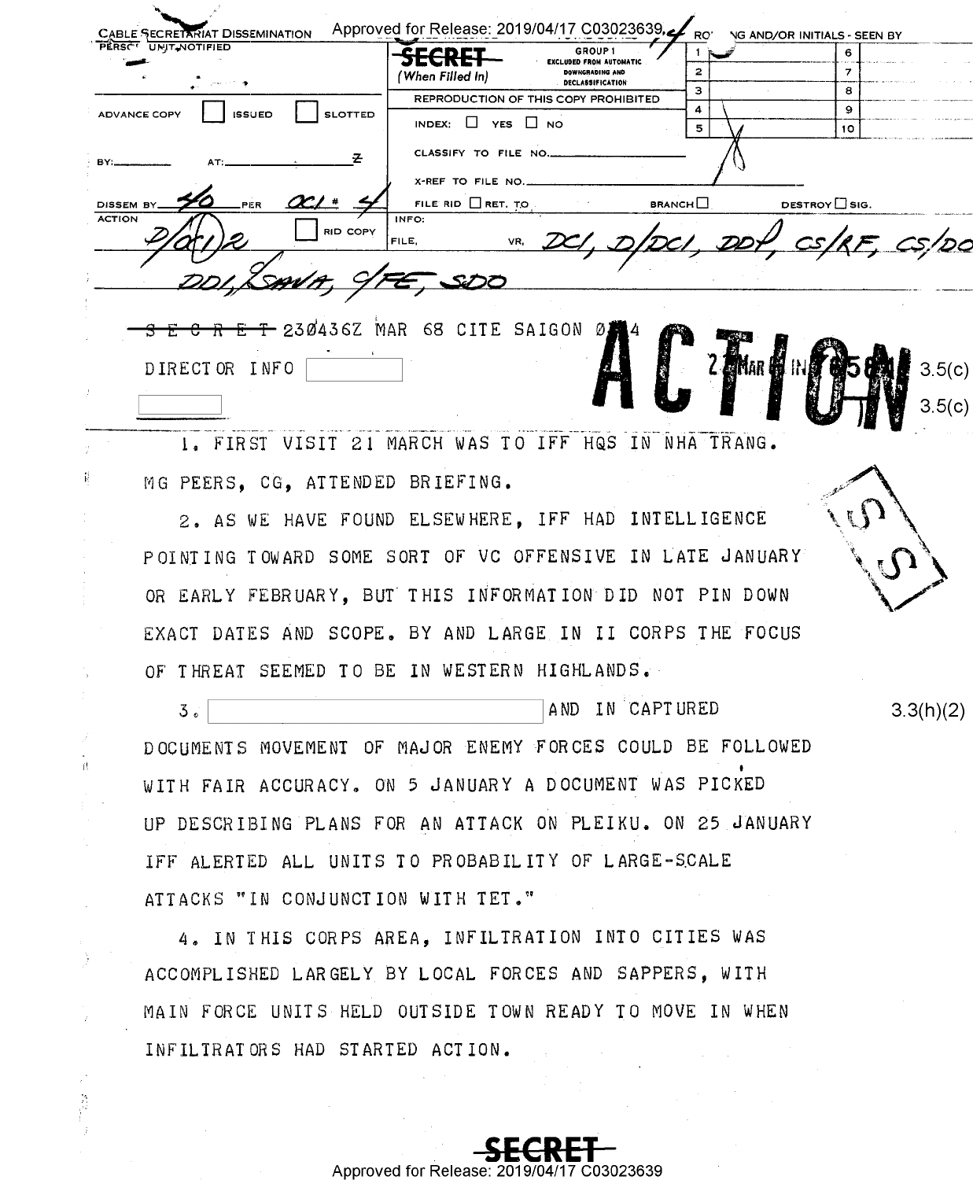CABLE SECRETARIAT DISSEMINATION

PERSON/UNIT NOTIFIED

ADVANCE COPY ☐ ISSUED ☐ SLOTTED

BY: AT: Z

DISSEM BY 40 PER OCI # 4

ACTION D/OCI 2 ☐ RID COPY

SECRET (When Filled In)

GROUP 1 EXCLUDED FROM AUTOMATIC DOWNGRADING AND DECLASSIFICATION

REPRODUCTION OF THIS COPY PROHIBITED

INDEX: ☐ YES ☐ NO

CLASSIFY TO FILE NO.

X-REF TO FILE NO.

FILE RID ☐ RET. TO BRANCH ☐ DESTROY ☐ SIG.

INFO: FILE, VR, DCI, D/DCI, DDP, CS/RF, CS/DO, DDI, SAVA, C/FE, SDO

ROUTING AND/OR INITIALS - SEEN BY

SECRET 230436Z MAR 68 CITE SAIGON 0 4

DIRECTOR INFO [ ]  3.5(c)

[ ]  3.5(c)

ACTION

22 MAR 68 IN 7 58

1. FIRST VISIT 21 MARCH WAS TO IFF HQS IN NHA TRANG. MG PEERS, CG, ATTENDED BRIEFING.

2. AS WE HAVE FOUND ELSEWHERE, IFF HAD INTELLIGENCE POINTING TOWARD SOME SORT OF VC OFFENSIVE IN LATE JANUARY OR EARLY FEBRUARY, BUT THIS INFORMATION DID NOT PIN DOWN EXACT DATES AND SCOPE. BY AND LARGE IN II CORPS THE FOCUS OF THREAT SEEMED TO BE IN WESTERN HIGHLANDS.

3. [ ] AND IN CAPTURED DOCUMENTS MOVEMENT OF MAJOR ENEMY FORCES COULD BE FOLLOWED WITH FAIR ACCURACY. ON 5 JANUARY A DOCUMENT WAS PICKED UP DESCRIBING PLANS FOR AN ATTACK ON PLEIKU. ON 25 JANUARY IFF ALERTED ALL UNITS TO PROBABILITY OF LARGE-SCALE ATTACKS "IN CONJUNCTION WITH TET."  3.3(h)(2)

4. IN THIS CORPS AREA, INFILTRATION INTO CITIES WAS ACCOMPLISHED LARGELY BY LOCAL FORCES AND SAPPERS, WITH MAIN FORCE UNITS HELD OUTSIDE TOWN READY TO MOVE IN WHEN INFILTRATORS HAD STARTED ACTION.

SECRET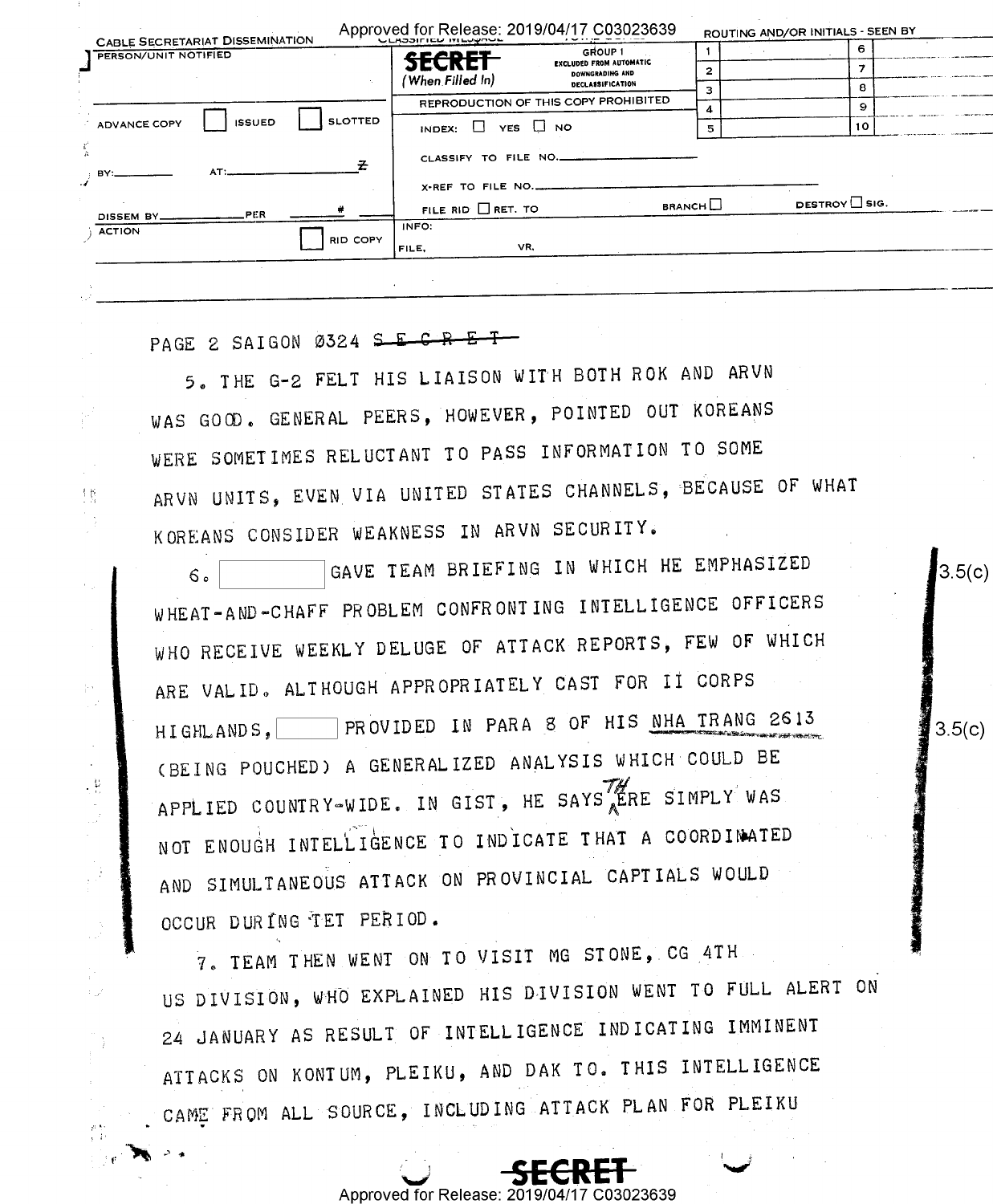CABLE SECRETARIAT DISSEMINATION

PERSON/UNIT NOTIFIED

SECRET (When Filled In)

GROUP 1 EXCLUDED FROM AUTOMATIC DOWNGRADING AND DECLASSIFICATION

REPRODUCTION OF THIS COPY PROHIBITED

ADVANCE COPY ☐ ISSUED ☐ SLOTTED

INDEX: ☐ YES ☐ NO

CLASSIFY TO FILE NO.

BY: AT: Z

X-REF TO FILE NO.

DISSEM BY PER #

FILE RID ☐ RET. TO BRANCH ☐ DESTROY ☐ SIG.

ACTION ☐ RID COPY

INFO:

FILE, VR,

PAGE 2 SAIGON 0324 ~~S E C R E T~~

5. THE G-2 FELT HIS LIAISON WITH BOTH ROK AND ARVN WAS GOOD. GENERAL PEERS, HOWEVER, POINTED OUT KOREANS WERE SOMETIMES RELUCTANT TO PASS INFORMATION TO SOME ARVN UNITS, EVEN VIA UNITED STATES CHANNELS, BECAUSE OF WHAT KOREANS CONSIDER WEAKNESS IN ARVN SECURITY.

6. [REDACTED] GAVE TEAM BRIEFING IN WHICH HE EMPHASIZED WHEAT-AND-CHAFF PROBLEM CONFRONTING INTELLIGENCE OFFICERS WHO RECEIVE WEEKLY DELUGE OF ATTACK REPORTS, FEW OF WHICH ARE VALID. ALTHOUGH APPROPRIATELY CAST FOR II CORPS HIGHLANDS, [REDACTED] PROVIDED IN PARA 8 OF HIS NHA TRANG 2613 (BEING POUCHED) A GENERALIZED ANALYSIS WHICH COULD BE APPLIED COUNTRY-WIDE. IN GIST, HE SAYS THERE SIMPLY WAS NOT ENOUGH INTELLIGENCE TO INDICATE THAT A COORDINATED AND SIMULTANEOUS ATTACK ON PROVINCIAL CAPTIALS WOULD OCCUR DURING TET PERIOD.

3.5(c)

3.5(c)

7. TEAM THEN WENT ON TO VISIT MG STONE, CG 4TH US DIVISION, WHO EXPLAINED HIS DIVISION WENT TO FULL ALERT ON 24 JANUARY AS RESULT OF INTELLIGENCE INDICATING IMMINENT ATTACKS ON KONTUM, PLEIKU, AND DAK TO. THIS INTELLIGENCE CAME FROM ALL SOURCE, INCLUDING ATTACK PLAN FOR PLEIKU

SECRET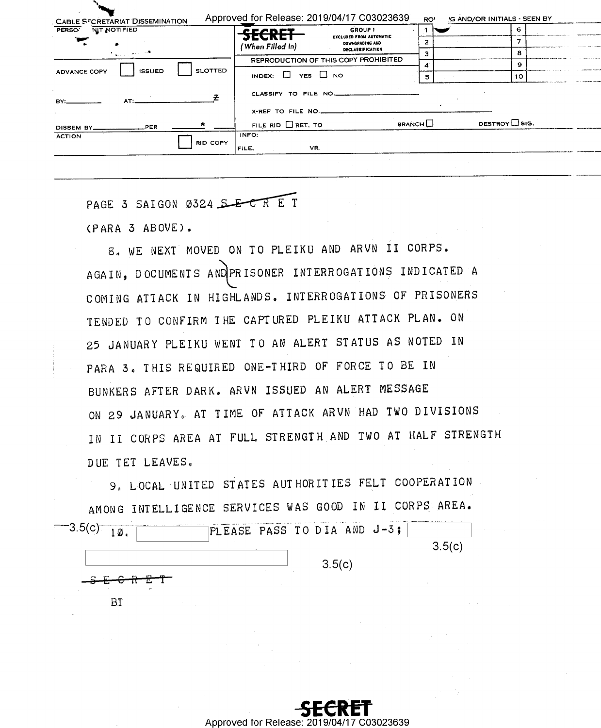CABLE SECRETARIAT DISSEMINATION

PERSON/UNIT NOTIFIED

SECRET (When Filled In)

GROUP 1 EXCLUDED FROM AUTOMATIC DOWNGRADING AND DECLASSIFICATION

REPRODUCTION OF THIS COPY PROHIBITED

ROUTING AND/OR INITIALS - SEEN BY

| | | | |
|---|---|---|---|
| 1 | | 6 | |
| 2 | | 7 | |
| 3 | | 8 | |
| 4 | | 9 | |
| 5 | | 10 | |

ADVANCE COPY [ ] ISSUED [ ] SLOTTED

INDEX: [ ] YES [ ] NO

BY:_________ AT:_________ Z

CLASSIFY TO FILE NO.__________

X-REF TO FILE NO.__________

DISSEM BY__________ PER __________ #

FILE RID [ ] RET. TO BRANCH [ ] DESTROY [ ] SIG.

ACTION [ ] RID COPY

INFO: FILE, VR,

PAGE 3 SAIGON Ø324 ~~S E C R E T~~

(PARA 3 ABOVE).

8. WE NEXT MOVED ON TO PLEIKU AND ARVN II CORPS. AGAIN, DOCUMENTS AND PRISONER INTERROGATIONS INDICATED A COMING ATTACK IN HIGHLANDS. INTERROGATIONS OF PRISONERS TENDED TO CONFIRM THE CAPTURED PLEIKU ATTACK PLAN. ON 25 JANUARY PLEIKU WENT TO AN ALERT STATUS AS NOTED IN PARA 3. THIS REQUIRED ONE-THIRD OF FORCE TO BE IN BUNKERS AFTER DARK. ARVN ISSUED AN ALERT MESSAGE ON 29 JANUARY. AT TIME OF ATTACK ARVN HAD TWO DIVISIONS IN II CORPS AREA AT FULL STRENGTH AND TWO AT HALF STRENGTH DUE TET LEAVES.

9. LOCAL UNITED STATES AUTHORITIES FELT COOPERATION AMONG INTELLIGENCE SERVICES WAS GOOD IN II CORPS AREA.

3.5(c) 1Ø. [REDACTED] PLEASE PASS TO DIA AND J-3; [REDACTED] 3.5(c)

[REDACTED] 3.5(c)

~~S E C R E T~~

BT

SECRET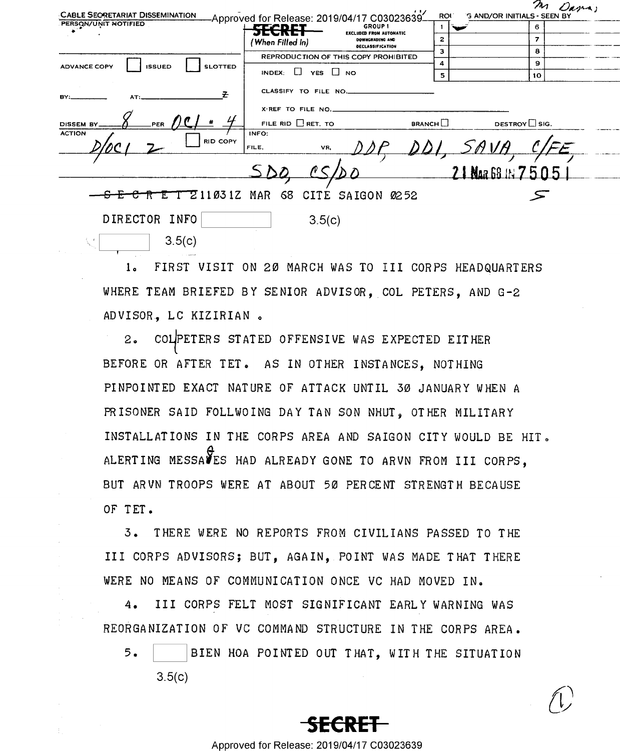CABLE SECRETARIAT DISSEMINATION

PERSON/UNIT NOTIFIED

SECRET (When Filled In)

GROUP 1 EXCLUDED FROM AUTOMATIC DOWNGRADING AND DECLASSIFICATION

REPRODUCTION OF THIS COPY PROHIBITED

ADVANCE COPY ☐ ISSUED ☐ SLOTTED

INDEX: ☐ YES ☐ NO

CLASSIFY TO FILE NO.

X-REF TO FILE NO.

DISSEM BY 8 PER OCI # 4

FILE RID ☐ RET. TO BRANCH ☐ DESTROY ☐ SIG.

ACTION D/OCI 2 ☐ RID COPY

INFO: FILE, VR, DDP, DDI, SAVA, C/FE, SDO, CS/DO

21 MAR 68 IN 75051

SECRET 211031Z MAR 68 CITE SAIGON 0252

DIRECTOR INFO [ ] 3.5(c)

[ ] 3.5(c)

1. FIRST VISIT ON 20 MARCH WAS TO III CORPS HEADQUARTERS WHERE TEAM BRIEFED BY SENIOR ADVISOR, COL PETERS, AND G-2 ADVISOR, LC KIZIRIAN.

2. COL PETERS STATED OFFENSIVE WAS EXPECTED EITHER BEFORE OR AFTER TET. AS IN OTHER INSTANCES, NOTHING PINPOINTED EXACT NATURE OF ATTACK UNTIL 30 JANUARY WHEN A PRISONER SAID FOLLWOING DAY TAN SON NHUT, OTHER MILITARY INSTALLATIONS IN THE CORPS AREA AND SAIGON CITY WOULD BE HIT. ALERTING MESSAGES HAD ALREADY GONE TO ARVN FROM III CORPS, BUT ARVN TROOPS WERE AT ABOUT 50 PERCENT STRENGTH BECAUSE OF TET.

3. THERE WERE NO REPORTS FROM CIVILIANS PASSED TO THE III CORPS ADVISORS; BUT, AGAIN, POINT WAS MADE THAT THERE WERE NO MEANS OF COMMUNICATION ONCE VC HAD MOVED IN.

4. III CORPS FELT MOST SIGNIFICANT EARLY WARNING WAS REORGANIZATION OF VC COMMAND STRUCTURE IN THE CORPS AREA.

5. [ ] BIEN HOA POINTED OUT THAT, WITH THE SITUATION

3.5(c)

SECRET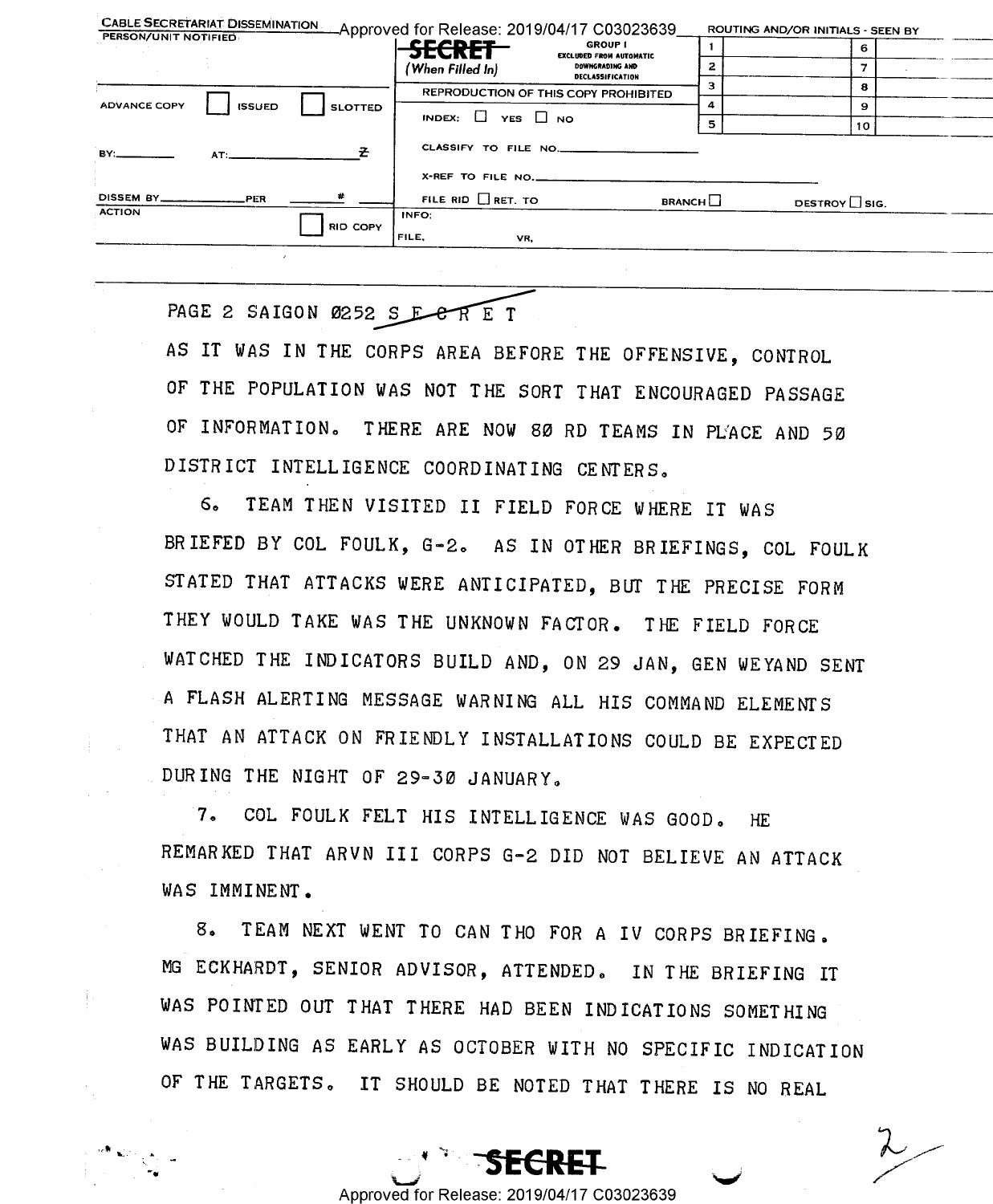PAGE 2 SAIGON 0252 SECRET

AS IT WAS IN THE CORPS AREA BEFORE THE OFFENSIVE, CONTROL OF THE POPULATION WAS NOT THE SORT THAT ENCOURAGED PASSAGE OF INFORMATION. THERE ARE NOW 80 RD TEAMS IN PLACE AND 50 DISTRICT INTELLIGENCE COORDINATING CENTERS.

6. TEAM THEN VISITED II FIELD FORCE WHERE IT WAS BRIEFED BY COL FOULK, G-2. AS IN OTHER BRIEFINGS, COL FOULK STATED THAT ATTACKS WERE ANTICIPATED, BUT THE PRECISE FORM THEY WOULD TAKE WAS THE UNKNOWN FACTOR. THE FIELD FORCE WATCHED THE INDICATORS BUILD AND, ON 29 JAN, GEN WEYAND SENT A FLASH ALERTING MESSAGE WARNING ALL HIS COMMAND ELEMENTS THAT AN ATTACK ON FRIENDLY INSTALLATIONS COULD BE EXPECTED DURING THE NIGHT OF 29-30 JANUARY.

7. COL FOULK FELT HIS INTELLIGENCE WAS GOOD. HE REMARKED THAT ARVN III CORPS G-2 DID NOT BELIEVE AN ATTACK WAS IMMINENT.

8. TEAM NEXT WENT TO CAN THO FOR A IV CORPS BRIEFING. MG ECKHARDT, SENIOR ADVISOR, ATTENDED. IN THE BRIEFING IT WAS POINTED OUT THAT THERE HAD BEEN INDICATIONS SOMETHING WAS BUILDING AS EARLY AS OCTOBER WITH NO SPECIFIC INDICATION OF THE TARGETS. IT SHOULD BE NOTED THAT THERE IS NO REAL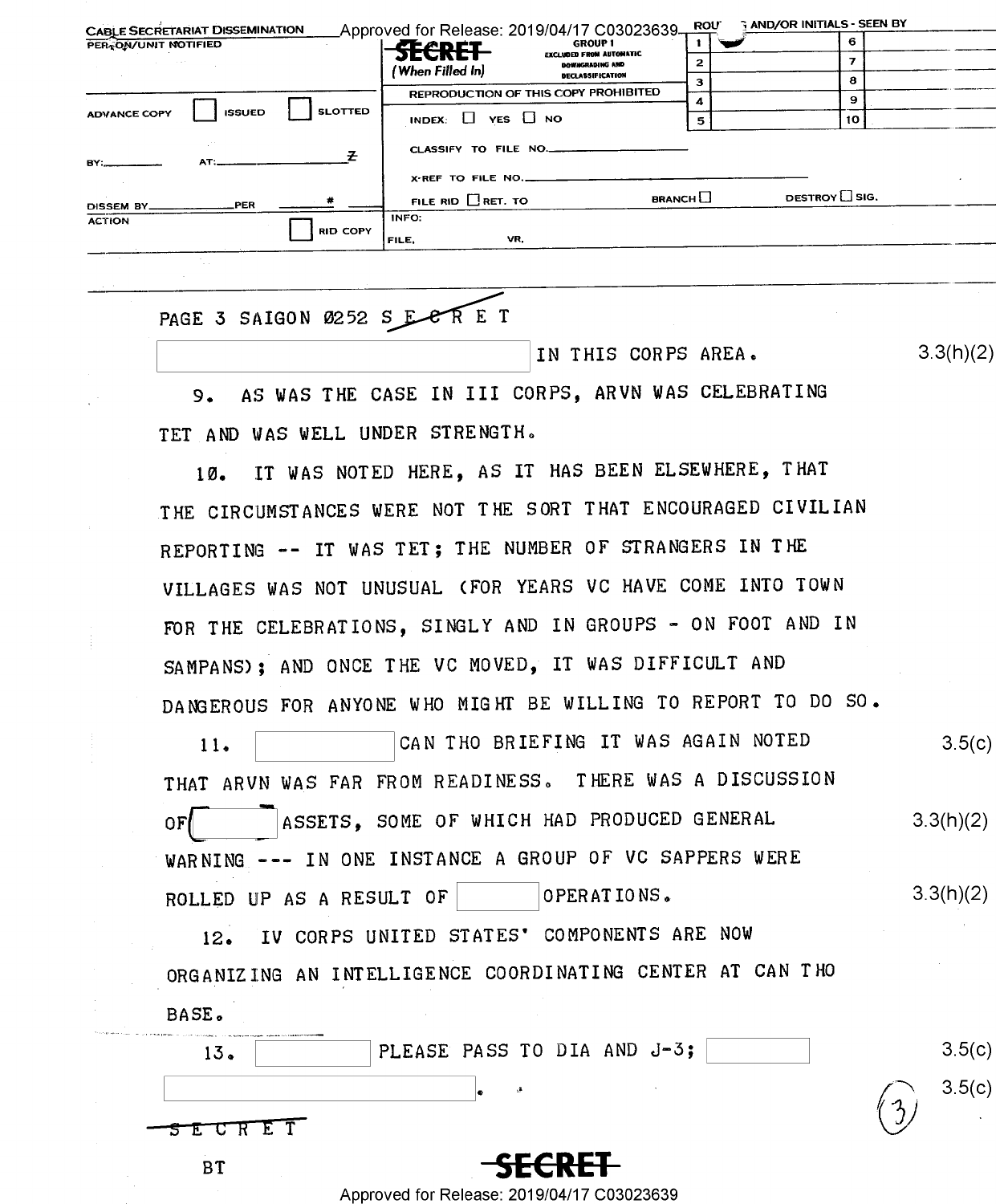CABLE SECRETARIAT DISSEMINATION

PERSON/UNIT NOTIFIED

SECRET (When Filled In)

GROUP 1 EXCLUDED FROM AUTOMATIC DOWNGRADING AND DECLASSIFICATION

REPRODUCTION OF THIS COPY PROHIBITED

ADVANCE COPY ☐ ISSUED ☐ SLOTTED

INDEX: ☐ YES ☐ NO

CLASSIFY TO FILE NO.

X-REF TO FILE NO.

BY: AT: Z

DISSEM BY PER #

FILE RID ☐ RET. TO BRANCH ☐ DESTROY ☐ SIG.

ACTION ☐ RID COPY

INFO: FILE, VR,

PAGE 3 SAIGON 0252 S E C R E T

[ ] IN THIS CORPS AREA. 3.3(h)(2)

9. AS WAS THE CASE IN III CORPS, ARVN WAS CELEBRATING TET AND WAS WELL UNDER STRENGTH.

10. IT WAS NOTED HERE, AS IT HAS BEEN ELSEWHERE, THAT THE CIRCUMSTANCES WERE NOT THE SORT THAT ENCOURAGED CIVILIAN REPORTING -- IT WAS TET; THE NUMBER OF STRANGERS IN THE VILLAGES WAS NOT UNUSUAL (FOR YEARS VC HAVE COME INTO TOWN FOR THE CELEBRATIONS, SINGLY AND IN GROUPS - ON FOOT AND IN SAMPANS); AND ONCE THE VC MOVED, IT WAS DIFFICULT AND DANGEROUS FOR ANYONE WHO MIGHT BE WILLING TO REPORT TO DO SO.

11. [ ] CAN THO BRIEFING IT WAS AGAIN NOTED THAT ARVN WAS FAR FROM READINESS. THERE WAS A DISCUSSION OF [ ] ASSETS, SOME OF WHICH HAD PRODUCED GENERAL WARNING --- IN ONE INSTANCE A GROUP OF VC SAPPERS WERE ROLLED UP AS A RESULT OF [ ] OPERATIONS. 3.5(c) 3.3(h)(2) 3.3(h)(2)

12. IV CORPS UNITED STATES' COMPONENTS ARE NOW ORGANIZING AN INTELLIGENCE COORDINATING CENTER AT CAN THO BASE.

13. [ ] PLEASE PASS TO DIA AND J-3; [ ] [ ]. 3.5(c) 3.5(c)

SECRET

BT

SECRET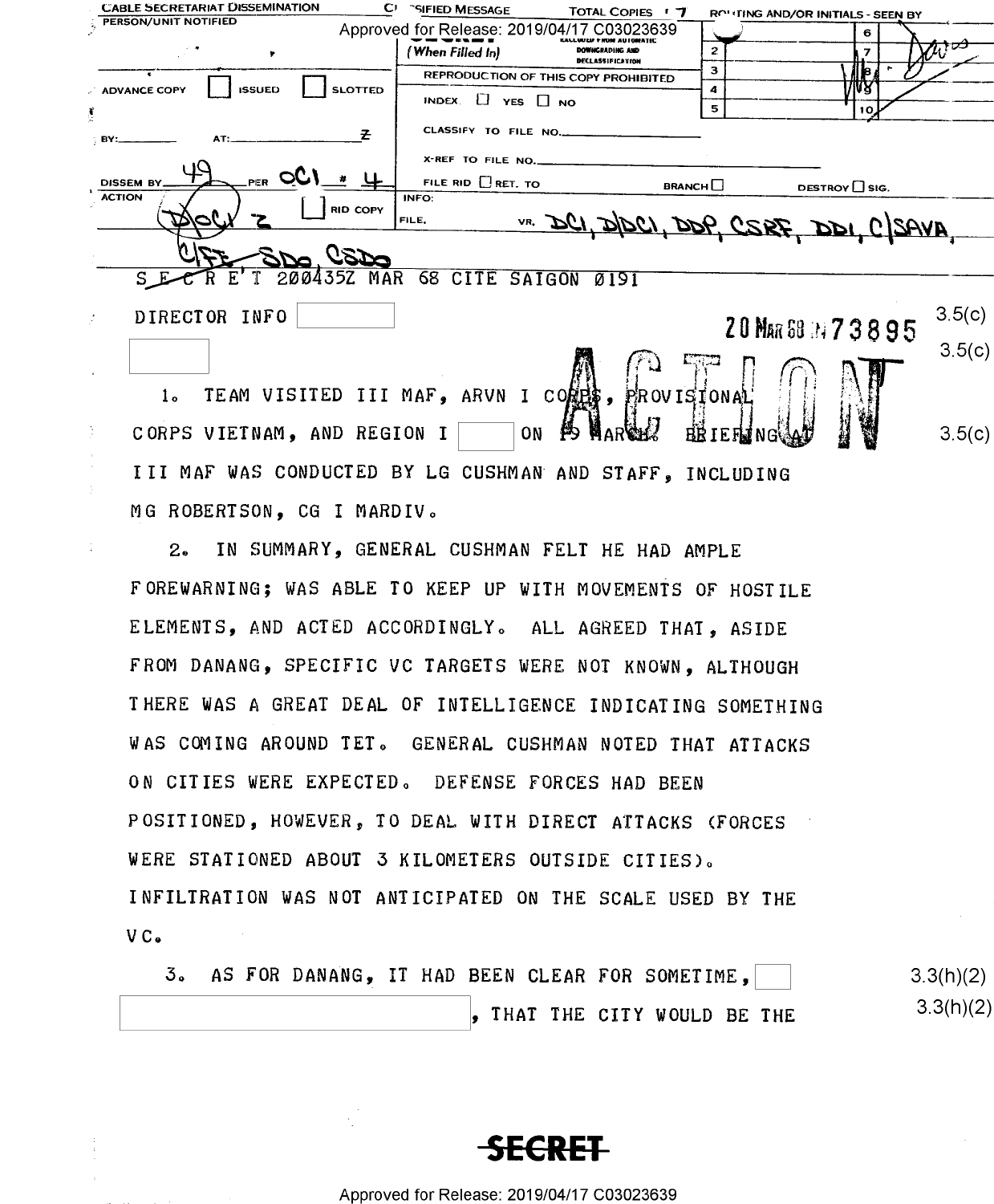CABLE SECRETARIAT DISSEMINATION — CLASSIFIED MESSAGE — TOTAL COPIES 7 — ROUTING AND/OR INITIALS - SEEN BY

PERSON/UNIT NOTIFIED

SECRET (When Filled In) — EXCLUDED FROM AUTOMATIC DOWNGRADING AND DECLASSIFICATION

REPRODUCTION OF THIS COPY PROHIBITED

ADVANCE COPY ☐ ISSUED ☐ SLOTTED

INDEX ☐ YES ☐ NO

CLASSIFY TO FILE NO.

BY: AT: Z

X-REF TO FILE NO.

DISSEM BY 49 PER OCI # 4

FILE RID ☐ RET. TO BRANCH ☐ DESTROY ☐ SIG.

ACTION D/OCI 2 ☐ RID COPY

INFO: FILE, VR, DCI, D/DCI, DDP, CSRF, DDI, C/SAVA, C/FE, SDO, CSDO

SECRET 200435Z MAR 68 CITE SAIGON 0191

DIRECTOR INFO [ ] 3.5(c)

20 MAR 68 IN 73895

[ ] 3.5(c)

ACTION

1. TEAM VISITED III MAF, ARVN I CORPS, PROVISIONAL CORPS VIETNAM, AND REGION I [ ] ON 19 MARCH. BRIEFING AT III MAF WAS CONDUCTED BY LG CUSHMAN AND STAFF, INCLUDING MG ROBERTSON, CG I MARDIV. 3.5(c)

2. IN SUMMARY, GENERAL CUSHMAN FELT HE HAD AMPLE FOREWARNING; WAS ABLE TO KEEP UP WITH MOVEMENTS OF HOSTILE ELEMENTS, AND ACTED ACCORDINGLY. ALL AGREED THAT, ASIDE FROM DANANG, SPECIFIC VC TARGETS WERE NOT KNOWN, ALTHOUGH THERE WAS A GREAT DEAL OF INTELLIGENCE INDICATING SOMETHING WAS COMING AROUND TET. GENERAL CUSHMAN NOTED THAT ATTACKS ON CITIES WERE EXPECTED. DEFENSE FORCES HAD BEEN POSITIONED, HOWEVER, TO DEAL WITH DIRECT ATTACKS (FORCES WERE STATIONED ABOUT 3 KILOMETERS OUTSIDE CITIES). INFILTRATION WAS NOT ANTICIPATED ON THE SCALE USED BY THE VC.

3. AS FOR DANANG, IT HAD BEEN CLEAR FOR SOMETIME, [ ] 3.3(h)(2) [ ], THAT THE CITY WOULD BE THE 3.3(h)(2)

SECRET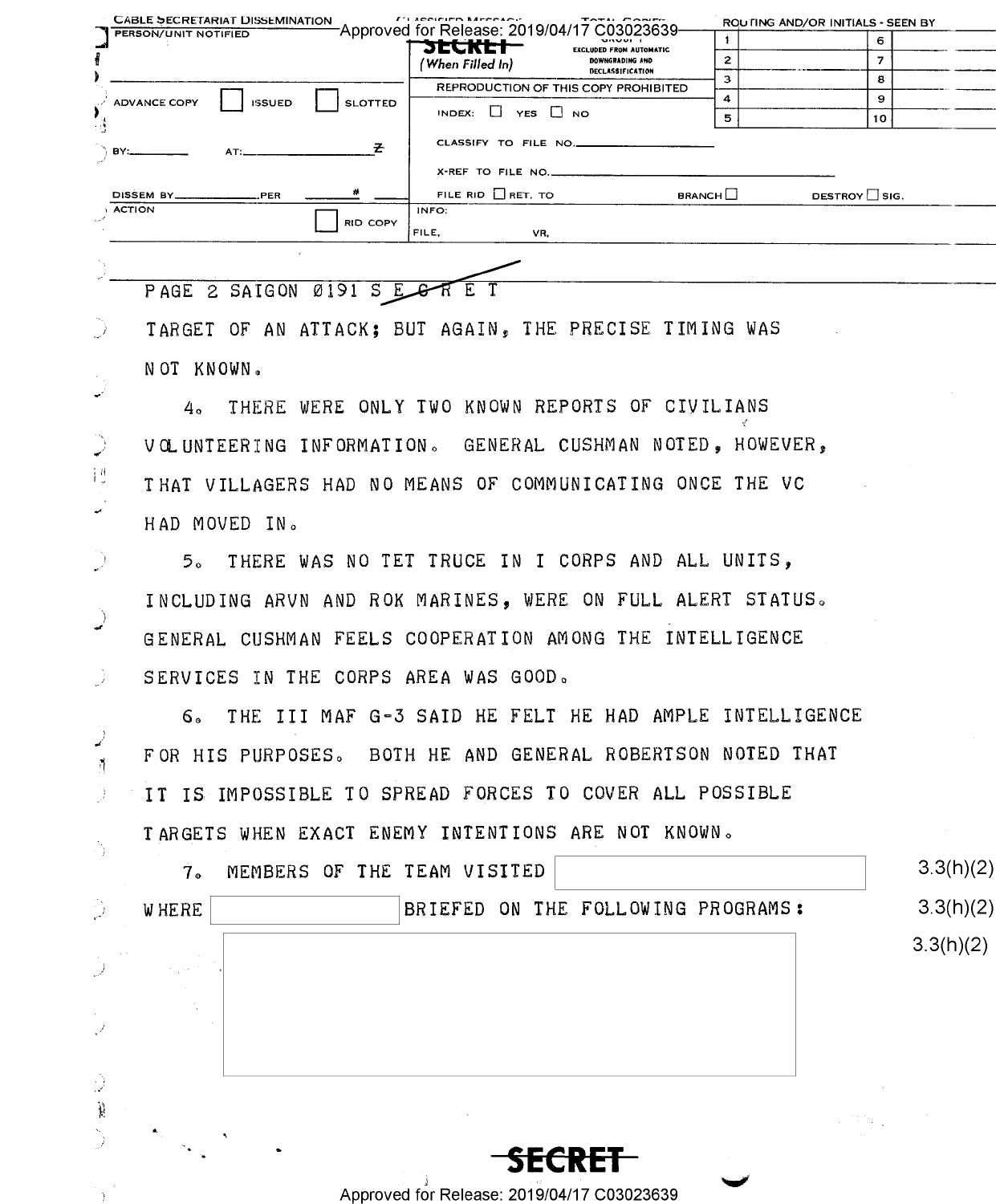PAGE 2 SAIGON 0191 S E C R E T

TARGET OF AN ATTACK; BUT AGAIN, THE PRECISE TIMING WAS NOT KNOWN.

4. THERE WERE ONLY TWO KNOWN REPORTS OF CIVILIANS VOLUNTEERING INFORMATION. GENERAL CUSHMAN NOTED, HOWEVER, THAT VILLAGERS HAD NO MEANS OF COMMUNICATING ONCE THE VC HAD MOVED IN.

5. THERE WAS NO TET TRUCE IN I CORPS AND ALL UNITS, INCLUDING ARVN AND ROK MARINES, WERE ON FULL ALERT STATUS. GENERAL CUSHMAN FEELS COOPERATION AMONG THE INTELLIGENCE SERVICES IN THE CORPS AREA WAS GOOD.

6. THE III MAF G-3 SAID HE FELT HE HAD AMPLE INTELLIGENCE FOR HIS PURPOSES. BOTH HE AND GENERAL ROBERTSON NOTED THAT IT IS IMPOSSIBLE TO SPREAD FORCES TO COVER ALL POSSIBLE TARGETS WHEN EXACT ENEMY INTENTIONS ARE NOT KNOWN.

7. MEMBERS OF THE TEAM VISITED [REDACTED] 3.3(h)(2) WHERE [REDACTED] 3.3(h)(2) BRIEFED ON THE FOLLOWING PROGRAMS:

[REDACTED] 3.3(h)(2)

SECRET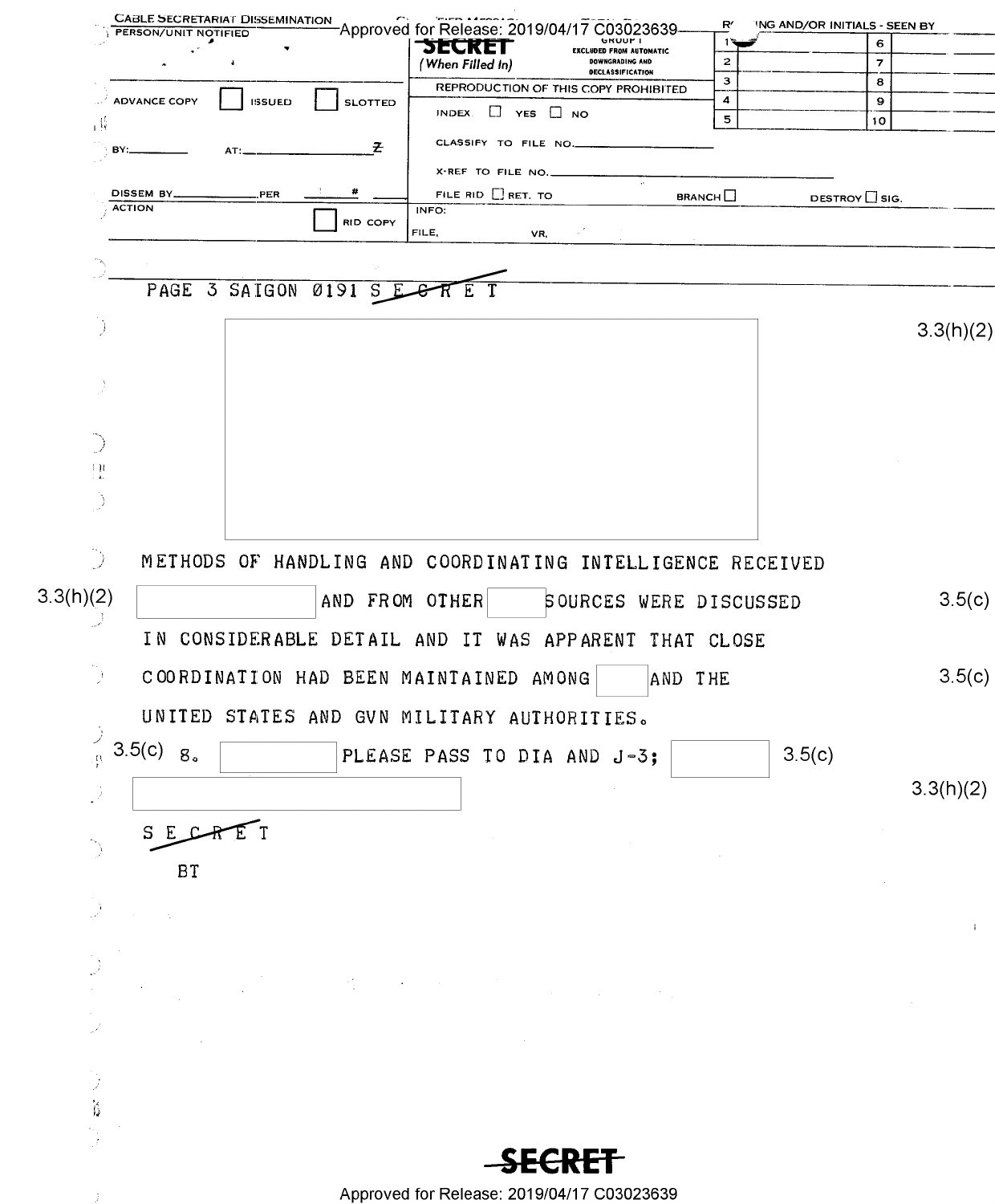CABLE SECRETARIAT DISSEMINATION

PERSON/UNIT NOTIFIED

SECRET
(When Filled In)

GROUP 1
EXCLUDED FROM AUTOMATIC DOWNGRADING AND DECLASSIFICATION

REPRODUCTION OF THIS COPY PROHIBITED

ADVANCE COPY ☐ ISSUED ☐ SLOTTED

INDEX ☐ YES ☐ NO

BY:________ AT:________Z

CLASSIFY TO FILE NO.________

X-REF TO FILE NO.________

DISSEM BY________ PER ________ #

FILE RID ☐ RET. TO BRANCH ☐ DESTROY ☐ SIG.

ACTION ☐ RID COPY

INFO:

FILE, VR.

PAGE 3 SAIGON 0191 S E C R E T

[redacted] 3.3(h)(2)

METHODS OF HANDLING AND COORDINATING INTELLIGENCE RECEIVED [redacted] 3.3(h)(2) AND FROM OTHER [redacted] SOURCES WERE DISCUSSED 3.5(c) IN CONSIDERABLE DETAIL AND IT WAS APPARENT THAT CLOSE COORDINATION HAD BEEN MAINTAINED AMONG [redacted] AND THE 3.5(c) UNITED STATES AND GVN MILITARY AUTHORITIES.

8. [redacted] 3.5(c) PLEASE PASS TO DIA AND J-3; [redacted] 3.5(c)

[redacted] 3.3(h)(2)

S E C R E T

BT

SECRET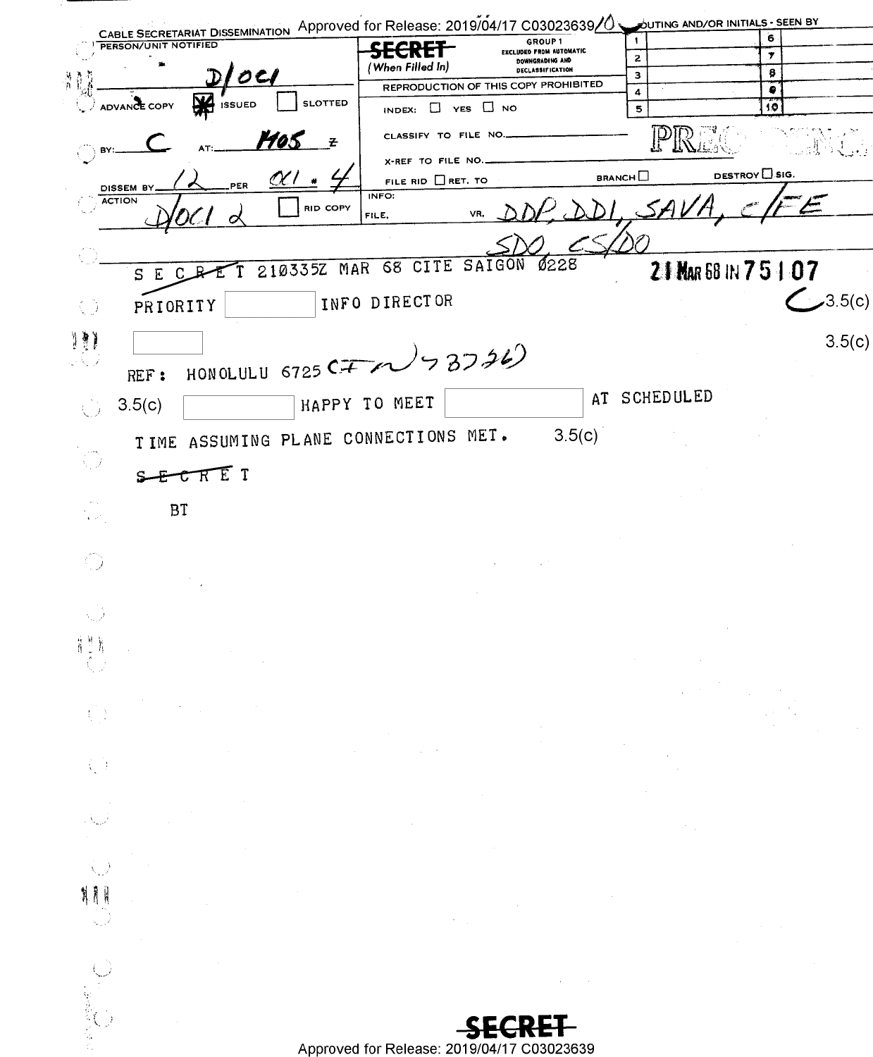CABLE SECRETARIAT DISSEMINATION

PERSON/UNIT NOTIFIED D/OCI

SECRET (When Filled In)

GROUP 1 EXCLUDED FROM AUTOMATIC DOWNGRADING AND DECLASSIFICATION

REPRODUCTION OF THIS COPY PROHIBITED

ROUTING AND/OR INITIALS - SEEN BY

| | | | |
|---|---|---|---|
| 1 | | 6 | |
| 2 | | 7 | |
| 3 | | 8 | |
| 4 | | 9 | |
| 5 | | 10 | |

ADVANCE COPY [X] ISSUED [ ] SLOTTED

INDEX: [ ] YES [ ] NO

BY: C AT: 1405 Z

CLASSIFY TO FILE NO.

X-REF TO FILE NO.

PRECEDENCE

DISSEM BY 12 PER OCI # 4

FILE RID [ ] RET. TO BRANCH [ ] DESTROY [ ] SIG.

ACTION D/OCI 2 [ ] RID COPY

INFO: FILE, VR, DDP, DDI, SAVA, C/FE SDO, CS/DO

SECRET 210335Z MAR 68 CITE SAIGON 0228 21 MAR 68 IN 75107

PRIORITY [redacted] INFO DIRECTOR 3.5(c)

[redacted] 3.5(c)

REF: HONOLULU 6725 (IN 73736)

3.5(c) [redacted] HAPPY TO MEET [redacted] AT SCHEDULED TIME ASSUMING PLANE CONNECTIONS MET. 3.5(c)

SECRET

BT

SECRET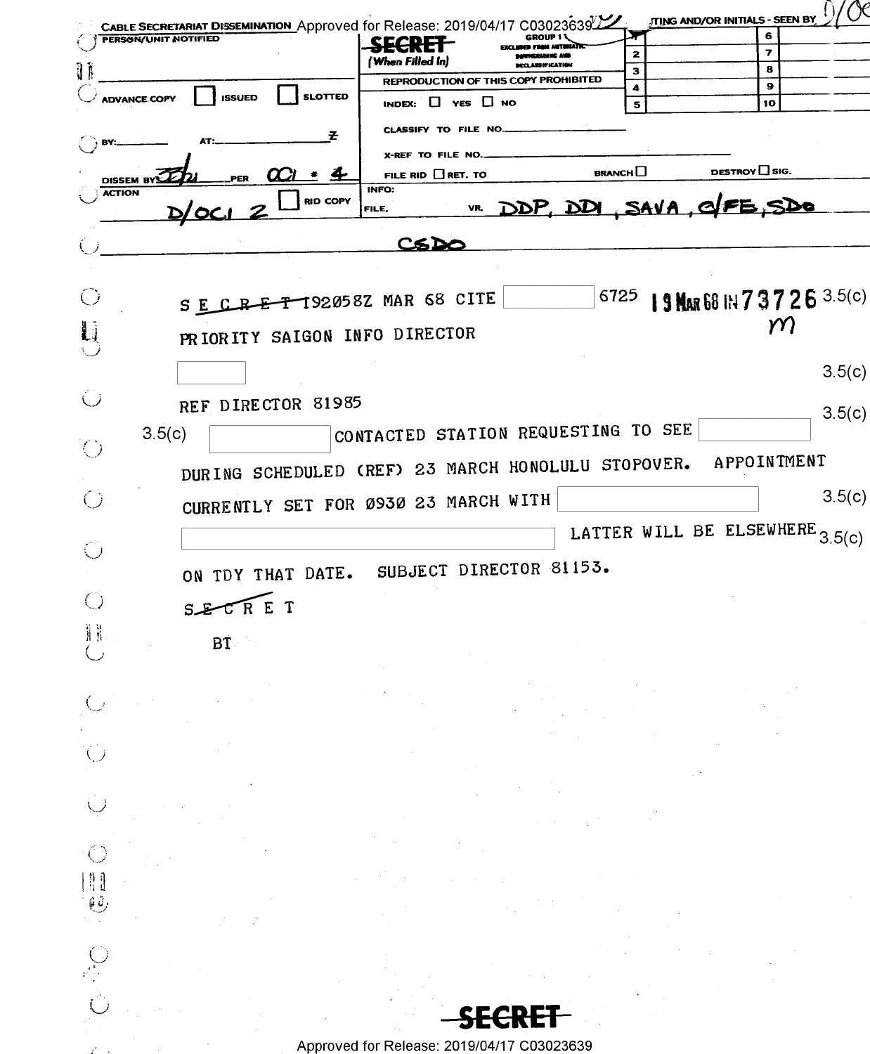CABLE SECRETARIAT DISSEMINATION

PERSON/UNIT NOTIFIED

SECRET
(When Filled In)

GROUP 1
EXCLUDED FROM AUTOMATIC DOWNGRADING AND DECLASSIFICATION

REPRODUCTION OF THIS COPY PROHIBITED

ROUTING AND/OR INITIALS - SEEN BY

| | | | |
|---|---|---|---|
| 1 | | 6 | |
| 2 | | 7 | |
| 3 | | 8 | |
| 4 | | 9 | |
| 5 | | 10 | |

ADVANCE COPY ☐ ISSUED ☐ SLOTTED

INDEX: ☐ YES ☐ NO

CLASSIFY TO FILE NO.

BY: AT: Z

X-REF TO FILE NO.

DISSEM BY 22/21 PER OCI # 4

FILE RID ☐ RET. TO BRANCH ☐ DESTROY ☐ SIG.

ACTION D/OCI 2 ☐ RID COPY

INFO: FILE, VR. DDP, DDI, SAVA, C/FE, SDO

CSDO

SECRET 192058Z MAR 68 CITE [ ] 6725 19 MAR 68 IN 73726 3.5(c)

PRIORITY SAIGON INFO DIRECTOR

[ ] 3.5(c)

REF DIRECTOR 81985

3.5(c) [ ] CONTACTED STATION REQUESTING TO SEE [ ] 3.5(c) DURING SCHEDULED (REF) 23 MARCH HONOLULU STOPOVER. APPOINTMENT CURRENTLY SET FOR 0930 23 MARCH WITH [ ] 3.5(c) [ ] LATTER WILL BE ELSEWHERE 3.5(c) ON TDY THAT DATE. SUBJECT DIRECTOR 81153.

SECRET

BT

SECRET